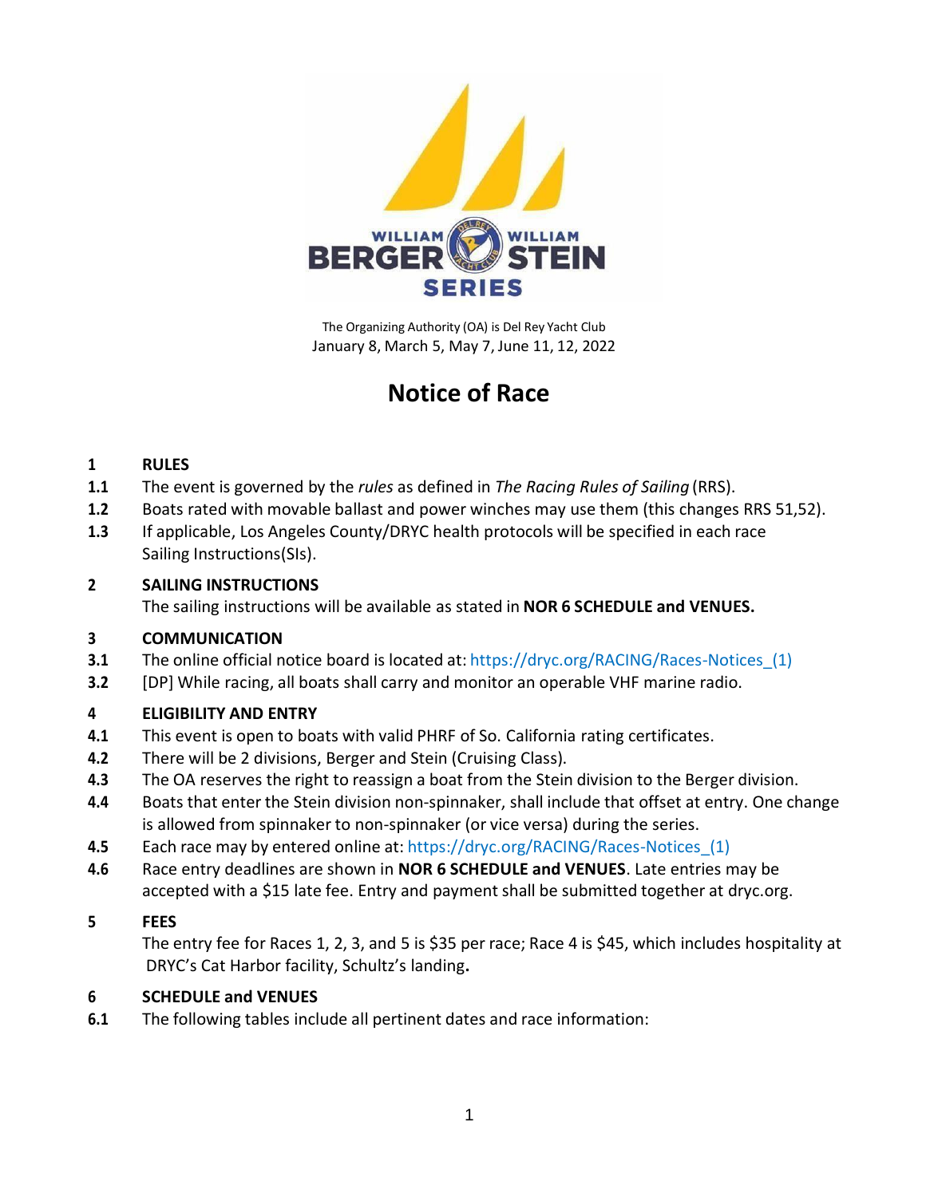The Organizing Authority (OA) is Del Rey Yacht Club
January 8, March 5, May 7, June 11, 12, 2022

# Notice of Race

## 1 RULES

**1.1** The event is governed by the *rules* as defined in *The Racing Rules of Sailing* (RRS).

**1.2** Boats rated with movable ballast and power winches may use them (this changes RRS 51,52).

**1.3** If applicable, Los Angeles County/DRYC health protocols will be specified in each race Sailing Instructions(SIs).

## 2 SAILING INSTRUCTIONS

The sailing instructions will be available as stated in **NOR 6 SCHEDULE and VENUES.**

## 3 COMMUNICATION

**3.1** The online official notice board is located at: https://dryc.org/RACING/Races-Notices_(1)

**3.2** [DP] While racing, all boats shall carry and monitor an operable VHF marine radio.

## 4 ELIGIBILITY AND ENTRY

**4.1** This event is open to boats with valid PHRF of So. California rating certificates.

**4.2** There will be 2 divisions, Berger and Stein (Cruising Class).

**4.3** The OA reserves the right to reassign a boat from the Stein division to the Berger division.

**4.4** Boats that enter the Stein division non-spinnaker, shall include that offset at entry. One change is allowed from spinnaker to non-spinnaker (or vice versa) during the series.

**4.5** Each race may by entered online at: https://dryc.org/RACING/Races-Notices_(1)

**4.6** Race entry deadlines are shown in **NOR 6 SCHEDULE and VENUES**. Late entries may be accepted with a $15 late fee. Entry and payment shall be submitted together at dryc.org.

## 5 FEES

The entry fee for Races 1, 2, 3, and 5 is $35 per race; Race 4 is $45, which includes hospitality at DRYC's Cat Harbor facility, Schultz's landing**.**

## 6 SCHEDULE and VENUES

**6.1** The following tables include all pertinent dates and race information: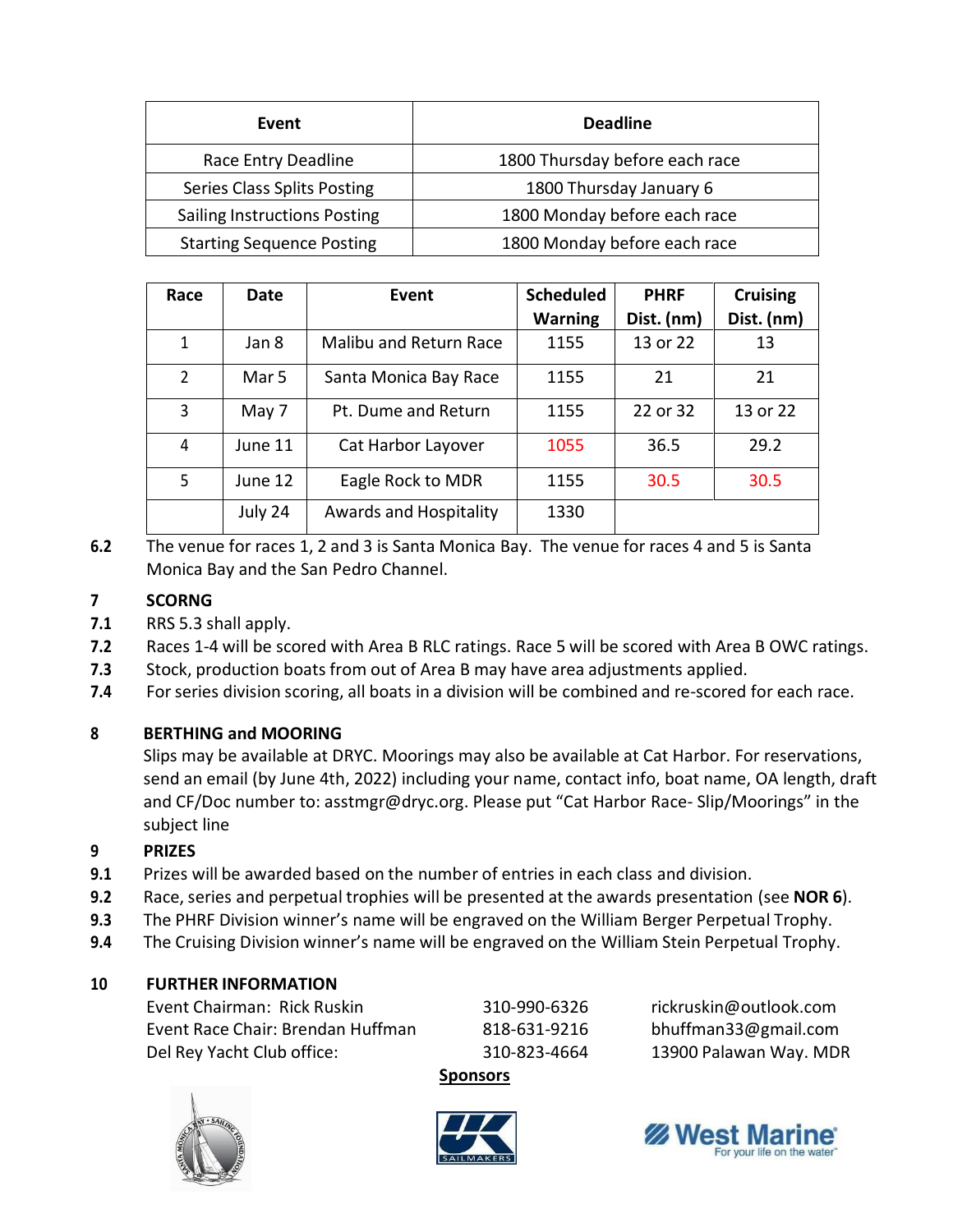| Event | Deadline |
|---|---|
| Race Entry Deadline | 1800 Thursday before each race |
| Series Class Splits Posting | 1800 Thursday January 6 |
| Sailing Instructions Posting | 1800 Monday before each race |
| Starting Sequence Posting | 1800 Monday before each race |

| Race | Date | Event | Scheduled Warning | PHRF Dist. (nm) | Cruising Dist. (nm) |
|---|---|---|---|---|---|
| 1 | Jan 8 | Malibu and Return Race | 1155 | 13 or 22 | 13 |
| 2 | Mar 5 | Santa Monica Bay Race | 1155 | 21 | 21 |
| 3 | May 7 | Pt. Dume and Return | 1155 | 22 or 32 | 13 or 22 |
| 4 | June 11 | Cat Harbor Layover | 1055 | 36.5 | 29.2 |
| 5 | June 12 | Eagle Rock to MDR | 1155 | 30.5 | 30.5 |
| | July 24 | Awards and Hospitality | 1330 | | |

**6.2** The venue for races 1, 2 and 3 is Santa Monica Bay. The venue for races 4 and 5 is Santa Monica Bay and the San Pedro Channel.

## 7 SCORNG

**7.1** RRS 5.3 shall apply.

**7.2** Races 1-4 will be scored with Area B RLC ratings. Race 5 will be scored with Area B OWC ratings.

**7.3** Stock, production boats from out of Area B may have area adjustments applied.

**7.4** For series division scoring, all boats in a division will be combined and re-scored for each race.

## 8 BERTHING and MOORING

Slips may be available at DRYC. Moorings may also be available at Cat Harbor. For reservations, send an email (by June 4th, 2022) including your name, contact info, boat name, OA length, draft and CF/Doc number to: asstmgr@dryc.org. Please put "Cat Harbor Race- Slip/Moorings" in the subject line

## 9 PRIZES

**9.1** Prizes will be awarded based on the number of entries in each class and division.

**9.2** Race, series and perpetual trophies will be presented at the awards presentation (see **NOR 6**).

**9.3** The PHRF Division winner's name will be engraved on the William Berger Perpetual Trophy.

**9.4** The Cruising Division winner's name will be engraved on the William Stein Perpetual Trophy.

## 10 FURTHER INFORMATION

| | | |
|---|---|---|
| Event Chairman: Rick Ruskin | 310-990-6326 | rickruskin@outlook.com |
| Event Race Chair: Brendan Huffman | 818-631-9216 | bhuffman33@gmail.com |
| Del Rey Yacht Club office: | 310-823-4664 | 13900 Palawan Way. MDR |

**Sponsors**

West Marine
For your life on the water